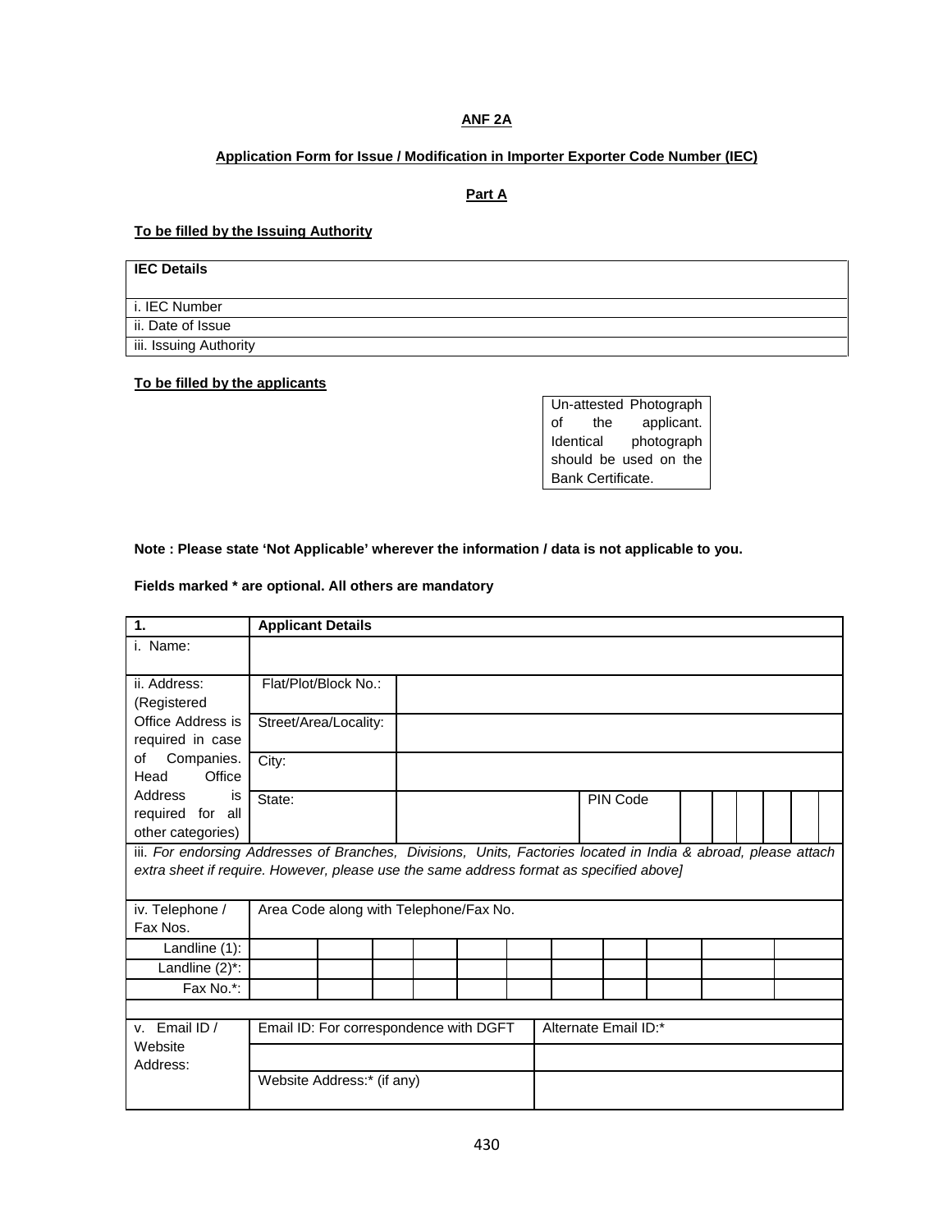**ANF 2A**

**Application Form for Issue / Modification in Importer Exporter Code Number (IEC)**

**Part A**

**To be filled by the Issuing Authority**

| IEC Details |
|---|
| i. IEC Number |
| ii. Date of Issue |
| iii. Issuing Authority |

**To be filled by the applicants**

| Un-attested Photograph of the applicant. Identical photograph should be used on the Bank Certificate. |
|---|

**Note : Please state 'Not Applicable' wherever the information / data is not applicable to you.**

**Fields marked * are optional. All others are mandatory**

| 1. | Applicant Details | | | |
|---|---|---|---|---|
| i. Name: | | | | |
| ii. Address: (Registered Office Address is required in case of Companies. Head Office Address is required for all other categories) | Flat/Plot/Block No.: | | | |
| | Street/Area/Locality: | | | |
| | City: | | | |
| | State: | | PIN Code | |
| iii. *For endorsing Addresses of Branches, Divisions, Units, Factories located in India & abroad, please attach extra sheet if require. However, please use the same address format as specified above]* | | | | |
| iv. Telephone / Fax Nos. | Area Code along with Telephone/Fax No. | | | |
| Landline (1): | | | | |
| Landline (2)*: | | | | |
| Fax No.*: | | | | |
| v. Email ID / Website Address: | Email ID: For correspondence with DGFT | | Alternate Email ID:* | |
| | | | | |
| | Website Address:* (if any) | | | |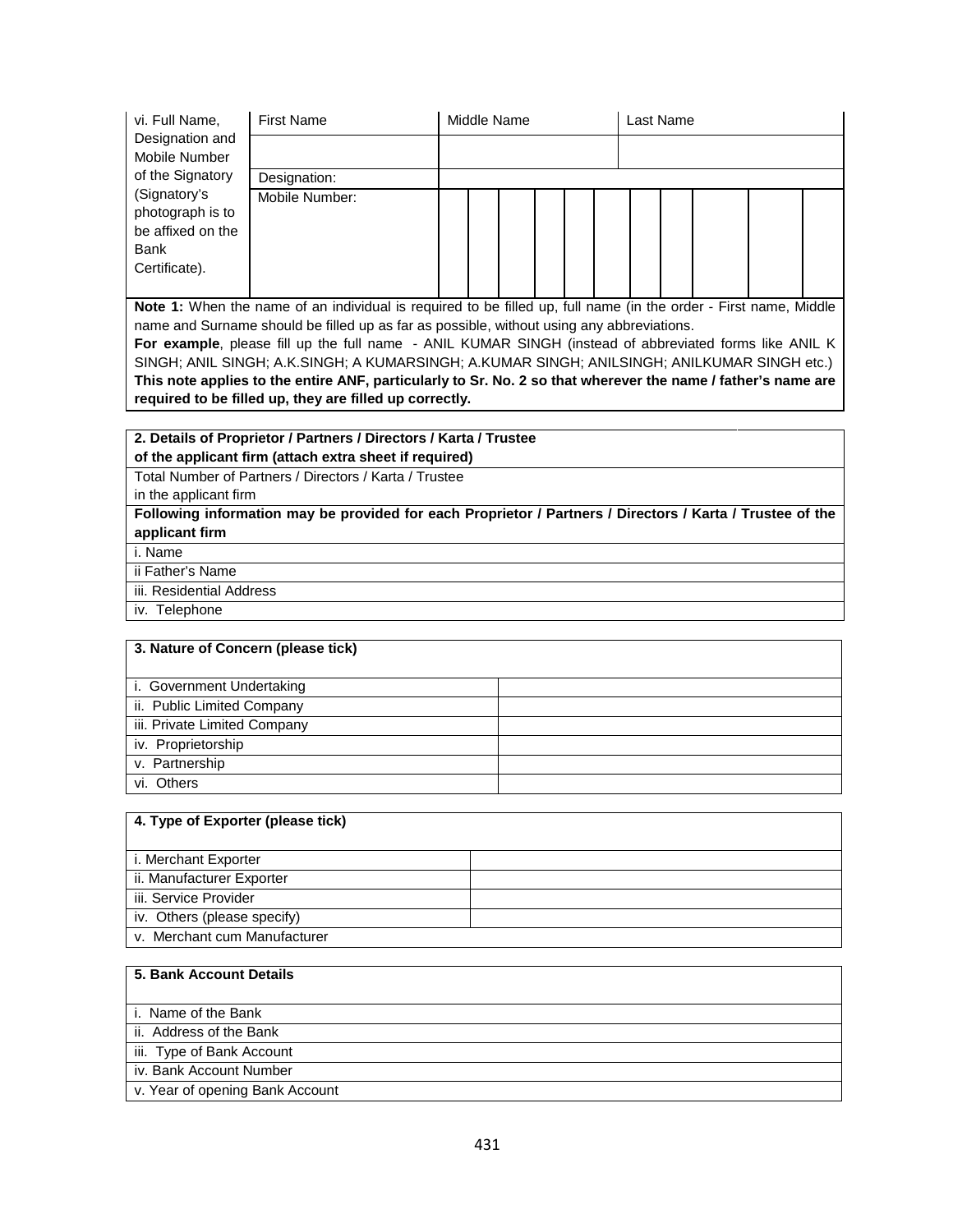| vi. Full Name, Designation and Mobile Number of the Signatory (Signatory's photograph is to be affixed on the Bank Certificate). | First Name | Middle Name | Last Name |
|---|---|---|---|
| | | | |
| | Designation: | | |
| | Mobile Number: | | |

**Note 1:** When the name of an individual is required to be filled up, full name (in the order - First name, Middle name and Surname should be filled up as far as possible, without using any abbreviations.
**For example**, please fill up the full name - ANIL KUMAR SINGH (instead of abbreviated forms like ANIL K SINGH; ANIL SINGH; A.K.SINGH; A KUMARSINGH; A.KUMAR SINGH; ANILSINGH; ANILKUMAR SINGH etc.)
**This note applies to the entire ANF, particularly to Sr. No. 2 so that wherever the name / father's name are required to be filled up, they are filled up correctly.**

| **2. Details of Proprietor / Partners / Directors / Karta / Trustee of the applicant firm (attach extra sheet if required)** |
|---|
| Total Number of Partners / Directors / Karta / Trustee in the applicant firm |
| **Following information may be provided for each Proprietor / Partners / Directors / Karta / Trustee of the applicant firm** |
| i. Name |
| ii Father's Name |
| iii. Residential Address |
| iv. Telephone |

| **3. Nature of Concern (please tick)** | |
|---|---|
| i. Government Undertaking | |
| ii. Public Limited Company | |
| iii. Private Limited Company | |
| iv. Proprietorship | |
| v. Partnership | |
| vi. Others | |

| **4. Type of Exporter (please tick)** | |
|---|---|
| i. Merchant Exporter | |
| ii. Manufacturer Exporter | |
| iii. Service Provider | |
| iv. Others (please specify) | |
| v. Merchant cum Manufacturer | |

| **5. Bank Account Details** |
|---|
| i. Name of the Bank |
| ii. Address of the Bank |
| iii. Type of Bank Account |
| iv. Bank Account Number |
| v. Year of opening Bank Account |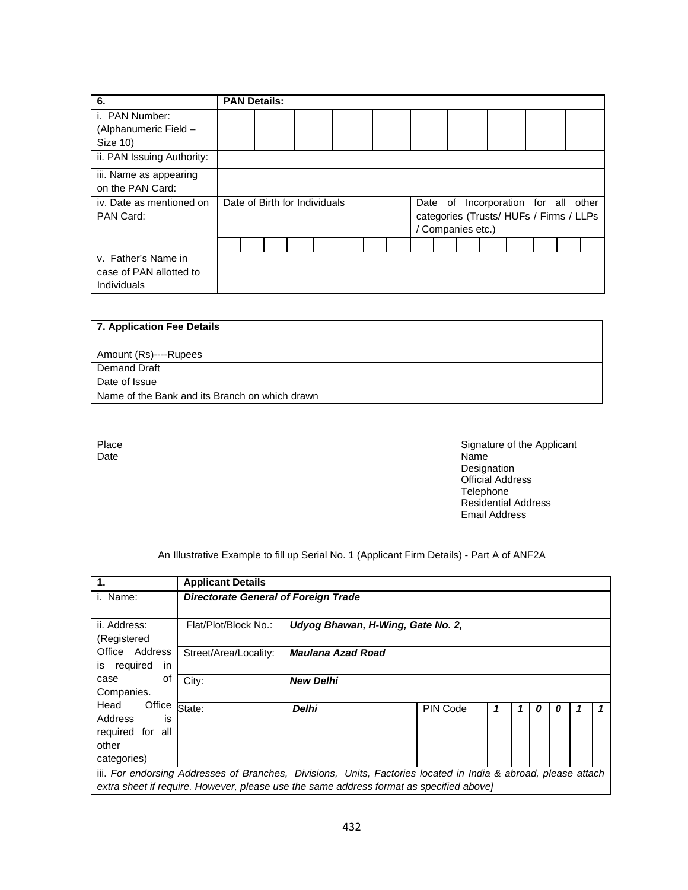| 6. | PAN Details: | | | | | | | | | |
|---|---|---|---|---|---|---|---|---|---|---|
| i. PAN Number: (Alphanumeric Field – Size 10) | | | | | | | | | | |
| ii. PAN Issuing Authority: | | | | | | | | | | |
| iii. Name as appearing on the PAN Card: | | | | | | | | | | |
| iv. Date as mentioned on PAN Card: | Date of Birth for Individuals | | | | | Date of Incorporation for all other categories (Trusts/ HUFs / Firms / LLPs / Companies etc.) | | | | |
| | | | | | | | | | | |
| v. Father's Name in case of PAN allotted to Individuals | | | | | | | | | | |

| 7. Application Fee Details |
|---|
| Amount (Rs)----Rupees |
| Demand Draft |
| Date of Issue |
| Name of the Bank and its Branch on which drawn |

Place
Date

Signature of the Applicant
Name
Designation
Official Address
Telephone
Residential Address
Email Address

An Illustrative Example to fill up Serial No. 1 (Applicant Firm Details) - Part A of ANF2A

| 1. | Applicant Details | | | | | | | | | |
|---|---|---|---|---|---|---|---|---|---|---|
| i. Name: | ***Directorate General of Foreign Trade*** | | | | | | | | | |
| ii. Address: (Registered Office Address is required in case of Companies. Head Office Address is required for all other categories) | Flat/Plot/Block No.: | ***Udyog Bhawan, H-Wing, Gate No. 2,*** | | | | | | | | |
| | Street/Area/Locality: | ***Maulana Azad Road*** | | | | | | | | |
| | City: | ***New Delhi*** | | | | | | | | |
| | State: | ***Delhi*** | PIN Code | ***1*** | ***1*** | ***0*** | ***0*** | ***1*** | ***1*** | |
| iii. *For endorsing Addresses of Branches, Divisions, Units, Factories located in India & abroad, please attach extra sheet if require. However, please use the same address format as specified above]* | | | | | | | | | | |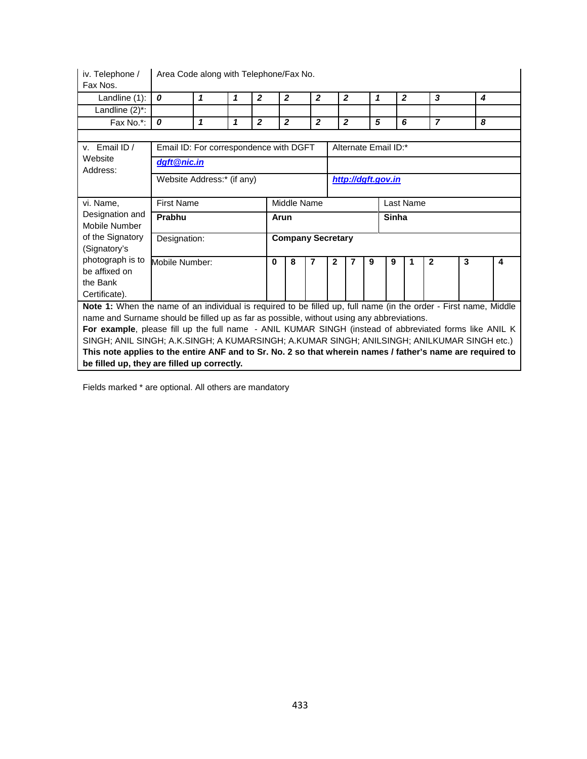| iv. Telephone / Fax Nos. | Area Code along with Telephone/Fax No. | | | | | | | | | | |
|---|---|---|---|---|---|---|---|---|---|---|---|
| Landline (1): | *0* | *1* | *1* | *2* | *2* | *2* | *2* | *1* | *2* | *3* | *4* |
| Landline (2)*: | | | | | | | | | | | |
| Fax No.*: | *0* | *1* | *1* | *2* | *2* | *2* | *2* | *5* | *6* | *7* | *8* |

| v. Email ID / Website Address: | Email ID: For correspondence with DGFT | Alternate Email ID:* |
|---|---|---|
| | ***dgft@nic.in*** | |
| | Website Address:* (if any) | ***http://dgft.gov.in*** |

| vi. Name, Designation and Mobile Number of the Signatory (Signatory's photograph is to be affixed on the Bank Certificate). | First Name | Middle Name | Last Name |
|---|---|---|---|
| | **Prabhu** | **Arun** | **Sinha** |
| | Designation: | **Company Secretary** | |
| | Mobile Number: | **0 8 7 2 7 9 9 1 2 3 4** | |

**Note 1:** When the name of an individual is required to be filled up, full name (in the order - First name, Middle name and Surname should be filled up as far as possible, without using any abbreviations.

**For example**, please fill up the full name - ANIL KUMAR SINGH (instead of abbreviated forms like ANIL K SINGH; ANIL SINGH; A.K.SINGH; A KUMARSINGH; A.KUMAR SINGH; ANILSINGH; ANILKUMAR SINGH etc.)

**This note applies to the entire ANF and to Sr. No. 2 so that wherein names / father's name are required to be filled up, they are filled up correctly.**

Fields marked * are optional. All others are mandatory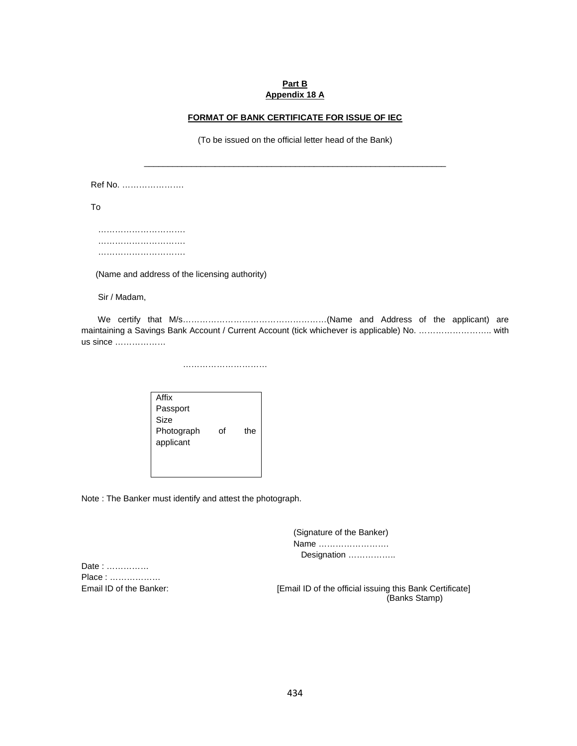**Part B**
**Appendix 18 A**

**FORMAT OF BANK CERTIFICATE FOR ISSUE OF IEC**

(To be issued on the official letter head of the Bank)

---

Ref No. ………………….

To

………………………….
………………………….
………………………….

(Name and address of the licensing authority)

Sir / Madam,

We certify that M/s……………………………………………(Name and Address of the applicant) are maintaining a Savings Bank Account / Current Account (tick whichever is applicable) No. …………………….. with us since ……………….

…………………………

| Affix Passport Size Photograph of the applicant |
|---|

Note : The Banker must identify and attest the photograph.

(Signature of the Banker)
Name …………………….
Designation ……………..

Date : ……………
Place : ………………
Email ID of the Banker: [Email ID of the official issuing this Bank Certificate]
(Banks Stamp)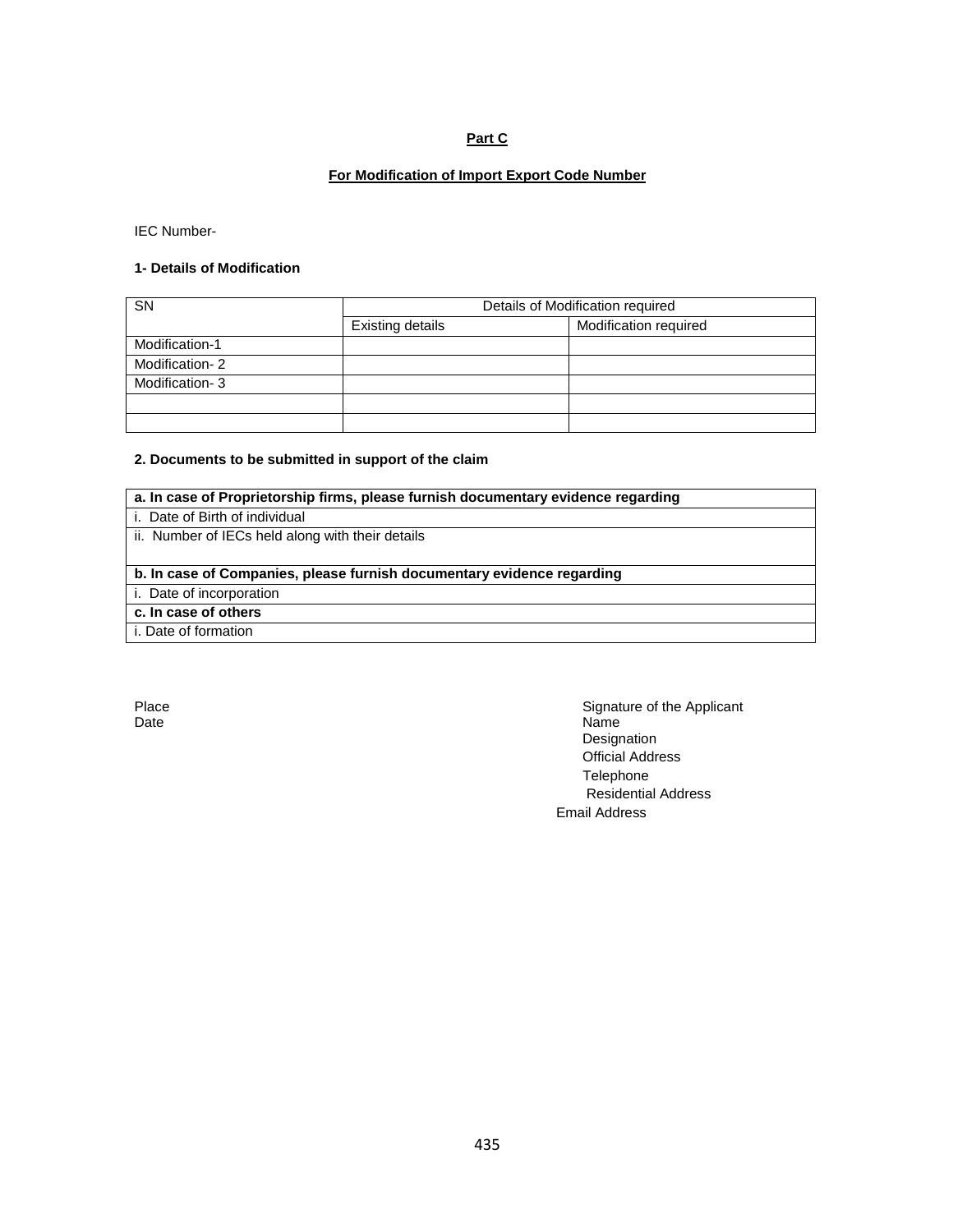## Part C

### For Modification of Import Export Code Number

IEC Number-

**1- Details of Modification**

| SN | Details of Modification required | |
|---|---|---|
| | Existing details | Modification required |
| Modification-1 | | |
| Modification- 2 | | |
| Modification- 3 | | |
| | | |
| | | |

**2. Documents to be submitted in support of the claim**

| **a. In case of Proprietorship firms, please furnish documentary evidence regarding** |
|---|
| i. Date of Birth of individual |
| ii. Number of IECs held along with their details |
| **b. In case of Companies, please furnish documentary evidence regarding** |
| i. Date of incorporation |
| **c. In case of others** |
| i. Date of formation |

Place
Date

Signature of the Applicant
Name
Designation
Official Address
Telephone
Residential Address
Email Address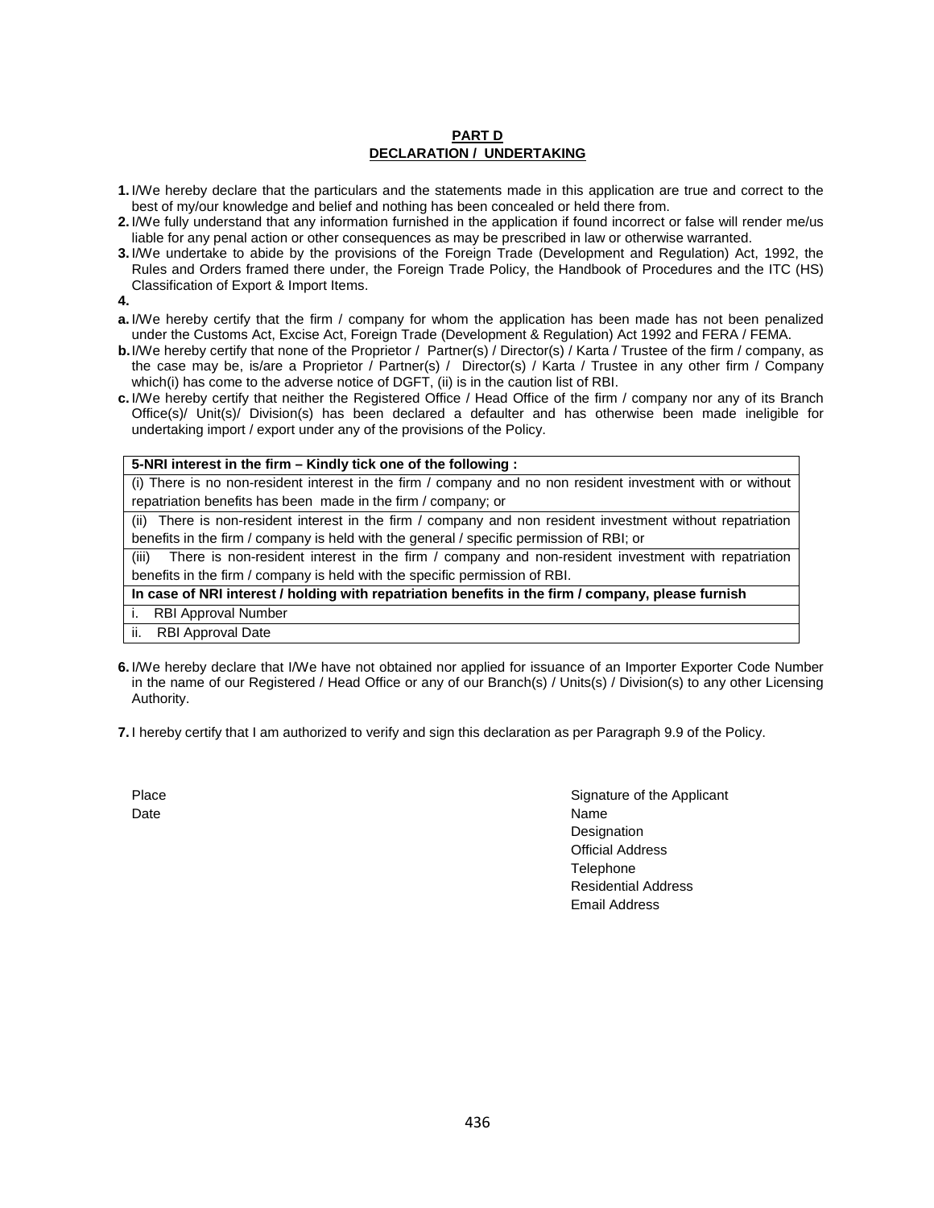## PART D
## DECLARATION / UNDERTAKING

**1.** I/We hereby declare that the particulars and the statements made in this application are true and correct to the best of my/our knowledge and belief and nothing has been concealed or held there from.

**2.** I/We fully understand that any information furnished in the application if found incorrect or false will render me/us liable for any penal action or other consequences as may be prescribed in law or otherwise warranted.

**3.** I/We undertake to abide by the provisions of the Foreign Trade (Development and Regulation) Act, 1992, the Rules and Orders framed there under, the Foreign Trade Policy, the Handbook of Procedures and the ITC (HS) Classification of Export & Import Items.

**4.**

**a.** I/We hereby certify that the firm / company for whom the application has been made has not been penalized under the Customs Act, Excise Act, Foreign Trade (Development & Regulation) Act 1992 and FERA / FEMA.

**b.** I/We hereby certify that none of the Proprietor / Partner(s) / Director(s) / Karta / Trustee of the firm / company, as the case may be, is/are a Proprietor / Partner(s) / Director(s) / Karta / Trustee in any other firm / Company which(i) has come to the adverse notice of DGFT, (ii) is in the caution list of RBI.

**c.** I/We hereby certify that neither the Registered Office / Head Office of the firm / company nor any of its Branch Office(s)/ Unit(s)/ Division(s) has been declared a defaulter and has otherwise been made ineligible for undertaking import / export under any of the provisions of the Policy.

| **5-NRI interest in the firm – Kindly tick one of the following :** |
|---|
| (i) There is no non-resident interest in the firm / company and no non resident investment with or without repatriation benefits has been made in the firm / company; or |
| (ii) There is non-resident interest in the firm / company and non resident investment without repatriation benefits in the firm / company is held with the general / specific permission of RBI; or |
| (iii) There is non-resident interest in the firm / company and non-resident investment with repatriation benefits in the firm / company is held with the specific permission of RBI. |
| **In case of NRI interest / holding with repatriation benefits in the firm / company, please furnish** |
| i. RBI Approval Number |
| ii. RBI Approval Date |

**6.** I/We hereby declare that I/We have not obtained nor applied for issuance of an Importer Exporter Code Number in the name of our Registered / Head Office or any of our Branch(s) / Units(s) / Division(s) to any other Licensing Authority.

**7.** I hereby certify that I am authorized to verify and sign this declaration as per Paragraph 9.9 of the Policy.

Place
Date

Signature of the Applicant
Name
Designation
Official Address
Telephone
Residential Address
Email Address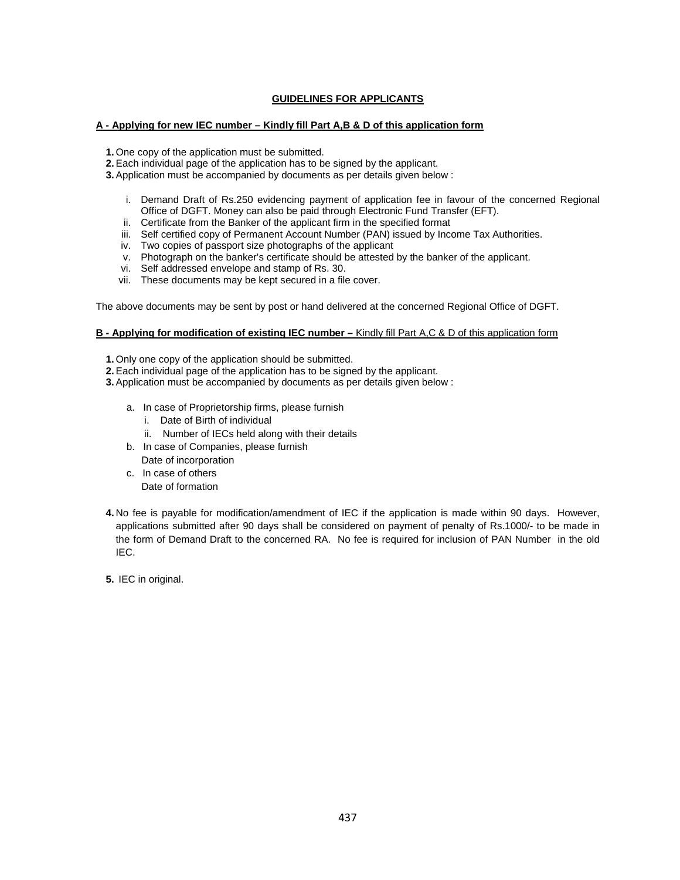## GUIDELINES FOR APPLICANTS

**A - Applying for new IEC number – Kindly fill Part A,B & D of this application form**

1. One copy of the application must be submitted.
2. Each individual page of the application has to be signed by the applicant.
3. Application must be accompanied by documents as per details given below :

   i. Demand Draft of Rs.250 evidencing payment of application fee in favour of the concerned Regional Office of DGFT. Money can also be paid through Electronic Fund Transfer (EFT).
   ii. Certificate from the Banker of the applicant firm in the specified format
   iii. Self certified copy of Permanent Account Number (PAN) issued by Income Tax Authorities.
   iv. Two copies of passport size photographs of the applicant
   v. Photograph on the banker's certificate should be attested by the banker of the applicant.
   vi. Self addressed envelope and stamp of Rs. 30.
   vii. These documents may be kept secured in a file cover.

The above documents may be sent by post or hand delivered at the concerned Regional Office of DGFT.

**B - Applying for modification of existing IEC number –** Kindly fill Part A,C & D of this application form

1. Only one copy of the application should be submitted.
2. Each individual page of the application has to be signed by the applicant.
3. Application must be accompanied by documents as per details given below :

   a. In case of Proprietorship firms, please furnish
      i. Date of Birth of individual
      ii. Number of IECs held along with their details
   b. In case of Companies, please furnish
      Date of incorporation
   c. In case of others
      Date of formation

4. No fee is payable for modification/amendment of IEC if the application is made within 90 days. However, applications submitted after 90 days shall be considered on payment of penalty of Rs.1000/- to be made in the form of Demand Draft to the concerned RA. No fee is required for inclusion of PAN Number in the old IEC.

5. IEC in original.